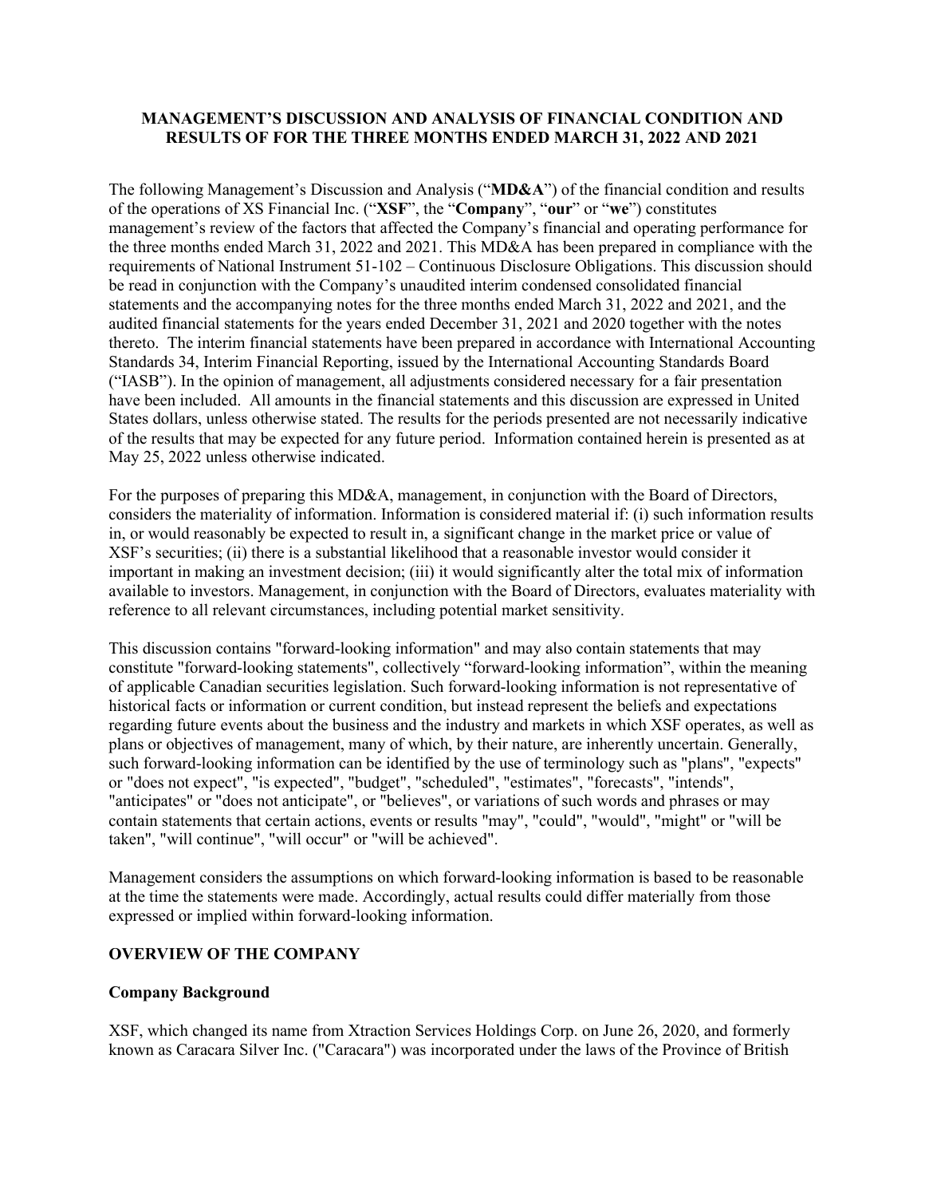# MANAGEMENT'S DISCUSSION AND ANALYSIS OF FINANCIAL CONDITION AND RESULTS OF FOR THE THREE MONTHS ENDED MARCH 31, 2022 AND 2021

The following Management's Discussion and Analysis ("**MD&A**") of the financial condition and results of the operations of XS Financial Inc. ("**XSF**", the "**Company**", "**our**" or "**we**") constitutes management's review of the factors that affected the Company's financial and operating performance for the three months ended March 31, 2022 and 2021. This MD&A has been prepared in compliance with the requirements of National Instrument 51-102 – Continuous Disclosure Obligations. This discussion should be read in conjunction with the Company's unaudited interim condensed consolidated financial statements and the accompanying notes for the three months ended March 31, 2022 and 2021, and the audited financial statements for the years ended December 31, 2021 and 2020 together with the notes thereto. The interim financial statements have been prepared in accordance with International Accounting Standards 34, Interim Financial Reporting, issued by the International Accounting Standards Board ("IASB"). In the opinion of management, all adjustments considered necessary for a fair presentation have been included. All amounts in the financial statements and this discussion are expressed in United States dollars, unless otherwise stated. The results for the periods presented are not necessarily indicative of the results that may be expected for any future period. Information contained herein is presented as at May 25, 2022 unless otherwise indicated.

For the purposes of preparing this MD&A, management, in conjunction with the Board of Directors, considers the materiality of information. Information is considered material if: (i) such information results in, or would reasonably be expected to result in, a significant change in the market price or value of XSF's securities; (ii) there is a substantial likelihood that a reasonable investor would consider it important in making an investment decision; (iii) it would significantly alter the total mix of information available to investors. Management, in conjunction with the Board of Directors, evaluates materiality with reference to all relevant circumstances, including potential market sensitivity.

This discussion contains "forward-looking information" and may also contain statements that may constitute "forward-looking statements", collectively "forward-looking information", within the meaning of applicable Canadian securities legislation. Such forward-looking information is not representative of historical facts or information or current condition, but instead represent the beliefs and expectations regarding future events about the business and the industry and markets in which XSF operates, as well as plans or objectives of management, many of which, by their nature, are inherently uncertain. Generally, such forward-looking information can be identified by the use of terminology such as "plans", "expects" or "does not expect", "is expected", "budget", "scheduled", "estimates", "forecasts", "intends", "anticipates" or "does not anticipate", or "believes", or variations of such words and phrases or may contain statements that certain actions, events or results "may", "could", "would", "might" or "will be taken", "will continue", "will occur" or "will be achieved".

Management considers the assumptions on which forward-looking information is based to be reasonable at the time the statements were made. Accordingly, actual results could differ materially from those expressed or implied within forward-looking information.

## OVERVIEW OF THE COMPANY

### Company Background

XSF, which changed its name from Xtraction Services Holdings Corp. on June 26, 2020, and formerly known as Caracara Silver Inc. ("Caracara") was incorporated under the laws of the Province of British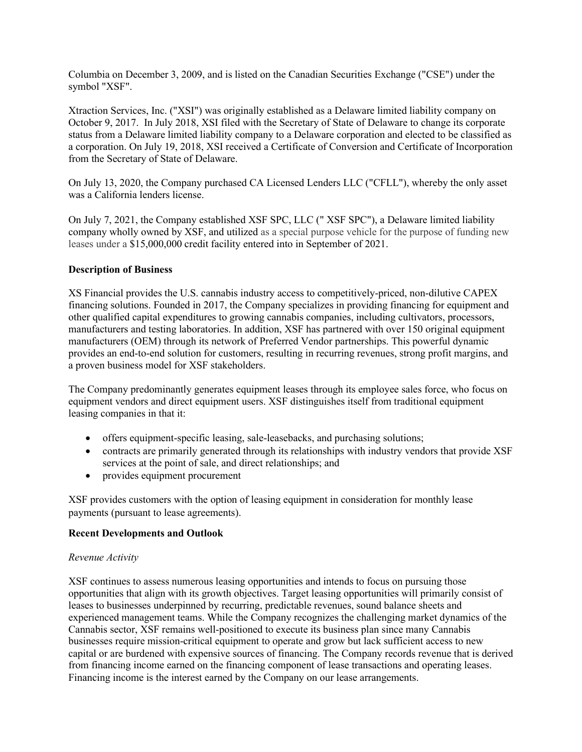Columbia on December 3, 2009, and is listed on the Canadian Securities Exchange ("CSE") under the symbol "XSF".

Xtraction Services, Inc. ("XSI") was originally established as a Delaware limited liability company on October 9, 2017. In July 2018, XSI filed with the Secretary of State of Delaware to change its corporate status from a Delaware limited liability company to a Delaware corporation and elected to be classified as a corporation. On July 19, 2018, XSI received a Certificate of Conversion and Certificate of Incorporation from the Secretary of State of Delaware.

On July 13, 2020, the Company purchased CA Licensed Lenders LLC ("CFLL"), whereby the only asset was a California lenders license.

On July 7, 2021, the Company established XSF SPC, LLC (" XSF SPC"), a Delaware limited liability company wholly owned by XSF, and utilized as a special purpose vehicle for the purpose of funding new leases under a $15,000,000 credit facility entered into in September of 2021.

**Description of Business**

XS Financial provides the U.S. cannabis industry access to competitively-priced, non-dilutive CAPEX financing solutions. Founded in 2017, the Company specializes in providing financing for equipment and other qualified capital expenditures to growing cannabis companies, including cultivators, processors, manufacturers and testing laboratories. In addition, XSF has partnered with over 150 original equipment manufacturers (OEM) through its network of Preferred Vendor partnerships. This powerful dynamic provides an end-to-end solution for customers, resulting in recurring revenues, strong profit margins, and a proven business model for XSF stakeholders.

The Company predominantly generates equipment leases through its employee sales force, who focus on equipment vendors and direct equipment users. XSF distinguishes itself from traditional equipment leasing companies in that it:

- offers equipment-specific leasing, sale-leasebacks, and purchasing solutions;
- contracts are primarily generated through its relationships with industry vendors that provide XSF services at the point of sale, and direct relationships; and
- provides equipment procurement

XSF provides customers with the option of leasing equipment in consideration for monthly lease payments (pursuant to lease agreements).

**Recent Developments and Outlook**

*Revenue Activity*

XSF continues to assess numerous leasing opportunities and intends to focus on pursuing those opportunities that align with its growth objectives. Target leasing opportunities will primarily consist of leases to businesses underpinned by recurring, predictable revenues, sound balance sheets and experienced management teams. While the Company recognizes the challenging market dynamics of the Cannabis sector, XSF remains well-positioned to execute its business plan since many Cannabis businesses require mission-critical equipment to operate and grow but lack sufficient access to new capital or are burdened with expensive sources of financing. The Company records revenue that is derived from financing income earned on the financing component of lease transactions and operating leases. Financing income is the interest earned by the Company on our lease arrangements.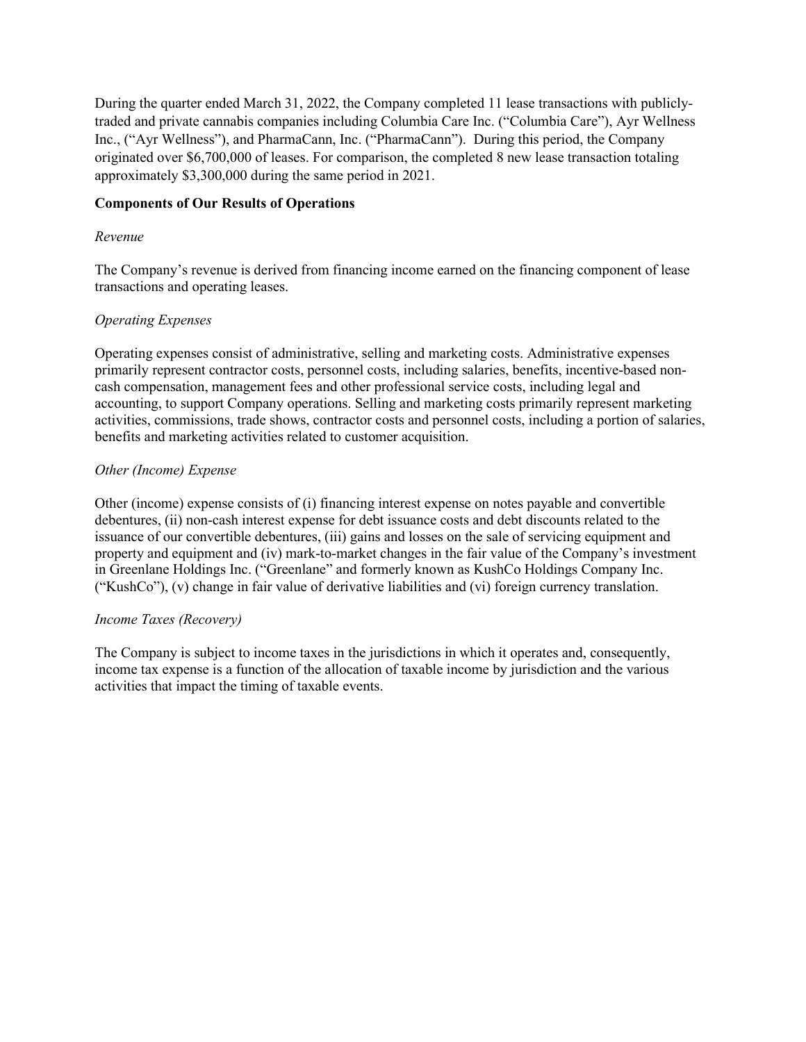During the quarter ended March 31, 2022, the Company completed 11 lease transactions with publicly-traded and private cannabis companies including Columbia Care Inc. ("Columbia Care"), Ayr Wellness Inc., ("Ayr Wellness"), and PharmaCann, Inc. ("PharmaCann"). During this period, the Company originated over $6,700,000 of leases. For comparison, the completed 8 new lease transaction totaling approximately $3,300,000 during the same period in 2021.

**Components of Our Results of Operations**

*Revenue*

The Company's revenue is derived from financing income earned on the financing component of lease transactions and operating leases.

*Operating Expenses*

Operating expenses consist of administrative, selling and marketing costs. Administrative expenses primarily represent contractor costs, personnel costs, including salaries, benefits, incentive-based non-cash compensation, management fees and other professional service costs, including legal and accounting, to support Company operations. Selling and marketing costs primarily represent marketing activities, commissions, trade shows, contractor costs and personnel costs, including a portion of salaries, benefits and marketing activities related to customer acquisition.

*Other (Income) Expense*

Other (income) expense consists of (i) financing interest expense on notes payable and convertible debentures, (ii) non-cash interest expense for debt issuance costs and debt discounts related to the issuance of our convertible debentures, (iii) gains and losses on the sale of servicing equipment and property and equipment and (iv) mark-to-market changes in the fair value of the Company's investment in Greenlane Holdings Inc. ("Greenlane" and formerly known as KushCo Holdings Company Inc. ("KushCo"), (v) change in fair value of derivative liabilities and (vi) foreign currency translation.

*Income Taxes (Recovery)*

The Company is subject to income taxes in the jurisdictions in which it operates and, consequently, income tax expense is a function of the allocation of taxable income by jurisdiction and the various activities that impact the timing of taxable events.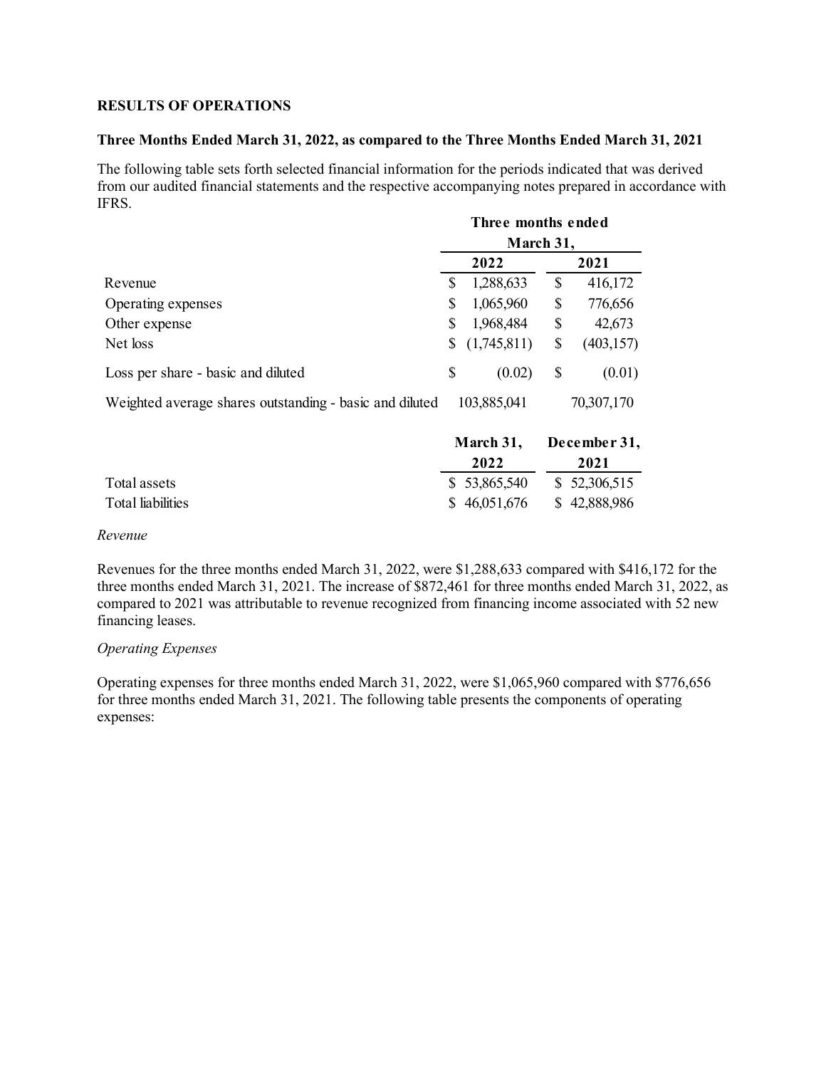**RESULTS OF OPERATIONS**

**Three Months Ended March 31, 2022, as compared to the Three Months Ended March 31, 2021**

The following table sets forth selected financial information for the periods indicated that was derived from our audited financial statements and the respective accompanying notes prepared in accordance with IFRS.

| | Three months ended March 31, | |
|---|---|---|
| | 2022 | 2021 |
| Revenue | $ 1,288,633 | $ 416,172 |
| Operating expenses | $ 1,065,960 | $ 776,656 |
| Other expense | $ 1,968,484 | $ 42,673 |
| Net loss | $ (1,745,811) | $ (403,157) |
| Loss per share - basic and diluted | $ (0.02) | $ (0.01) |
| Weighted average shares outstanding - basic and diluted | 103,885,041 | 70,307,170 |

| | March 31, 2022 | December 31, 2021 |
|---|---|---|
| Total assets | $ 53,865,540 | $ 52,306,515 |
| Total liabilities | $ 46,051,676 | $ 42,888,986 |

*Revenue*

Revenues for the three months ended March 31, 2022, were $1,288,633 compared with $416,172 for the three months ended March 31, 2021. The increase of $872,461 for three months ended March 31, 2022, as compared to 2021 was attributable to revenue recognized from financing income associated with 52 new financing leases.

*Operating Expenses*

Operating expenses for three months ended March 31, 2022, were $1,065,960 compared with $776,656 for three months ended March 31, 2021. The following table presents the components of operating expenses: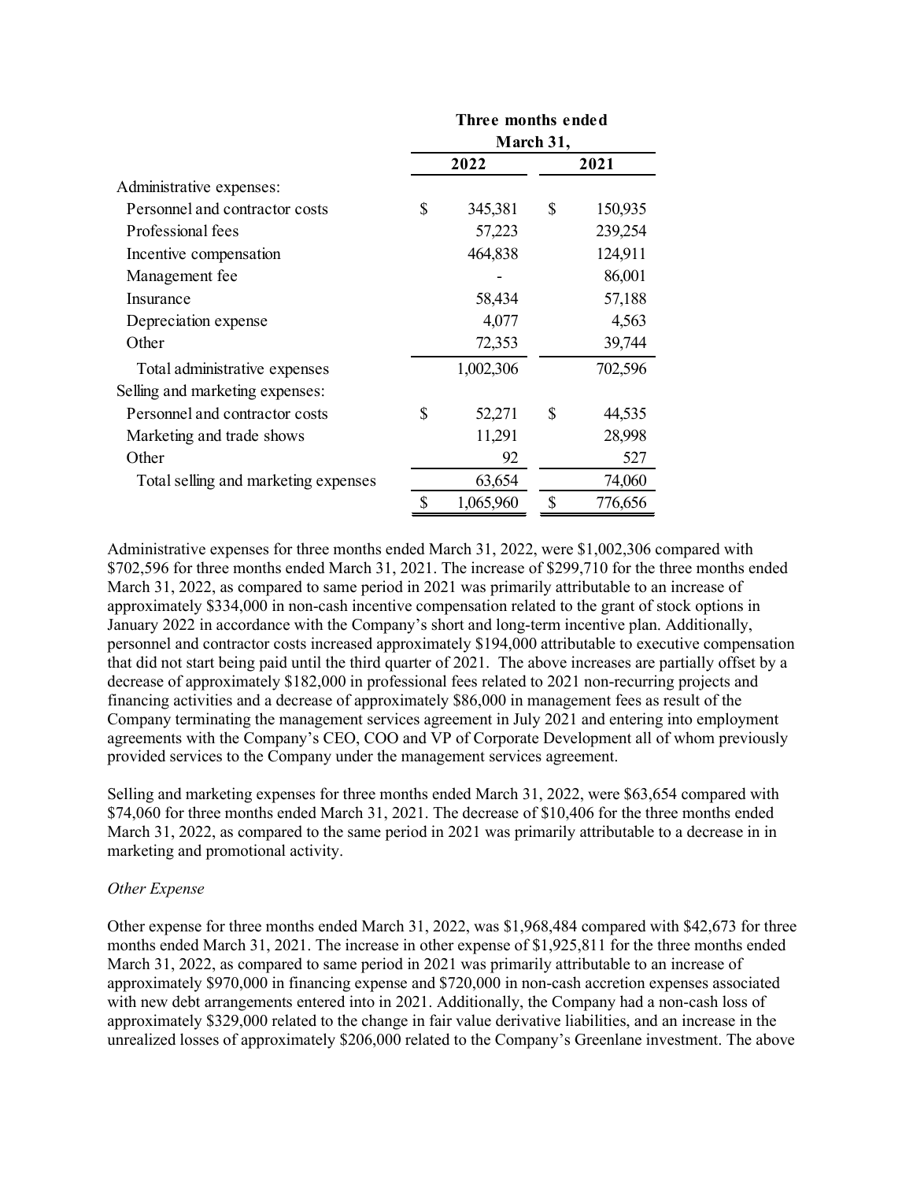| | Three months ended March 31, | |
|---|---|---|
| | 2022 | 2021 |
| Administrative expenses: | | |
| Personnel and contractor costs | $ 345,381 | $ 150,935 |
| Professional fees | 57,223 | 239,254 |
| Incentive compensation | 464,838 | 124,911 |
| Management fee | - | 86,001 |
| Insurance | 58,434 | 57,188 |
| Depreciation expense | 4,077 | 4,563 |
| Other | 72,353 | 39,744 |
| Total administrative expenses | 1,002,306 | 702,596 |
| Selling and marketing expenses: | | |
| Personnel and contractor costs | $ 52,271 | $ 44,535 |
| Marketing and trade shows | 11,291 | 28,998 |
| Other | 92 | 527 |
| Total selling and marketing expenses | 63,654 | 74,060 |
| | $ 1,065,960 | $ 776,656 |

Administrative expenses for three months ended March 31, 2022, were $1,002,306 compared with $702,596 for three months ended March 31, 2021. The increase of $299,710 for the three months ended March 31, 2022, as compared to same period in 2021 was primarily attributable to an increase of approximately $334,000 in non-cash incentive compensation related to the grant of stock options in January 2022 in accordance with the Company's short and long-term incentive plan. Additionally, personnel and contractor costs increased approximately $194,000 attributable to executive compensation that did not start being paid until the third quarter of 2021. The above increases are partially offset by a decrease of approximately $182,000 in professional fees related to 2021 non-recurring projects and financing activities and a decrease of approximately $86,000 in management fees as result of the Company terminating the management services agreement in July 2021 and entering into employment agreements with the Company's CEO, COO and VP of Corporate Development all of whom previously provided services to the Company under the management services agreement.

Selling and marketing expenses for three months ended March 31, 2022, were $63,654 compared with $74,060 for three months ended March 31, 2021. The decrease of $10,406 for the three months ended March 31, 2022, as compared to the same period in 2021 was primarily attributable to a decrease in in marketing and promotional activity.

*Other Expense*

Other expense for three months ended March 31, 2022, was $1,968,484 compared with $42,673 for three months ended March 31, 2021. The increase in other expense of $1,925,811 for the three months ended March 31, 2022, as compared to same period in 2021 was primarily attributable to an increase of approximately $970,000 in financing expense and $720,000 in non-cash accretion expenses associated with new debt arrangements entered into in 2021. Additionally, the Company had a non-cash loss of approximately $329,000 related to the change in fair value derivative liabilities, and an increase in the unrealized losses of approximately $206,000 related to the Company's Greenlane investment. The above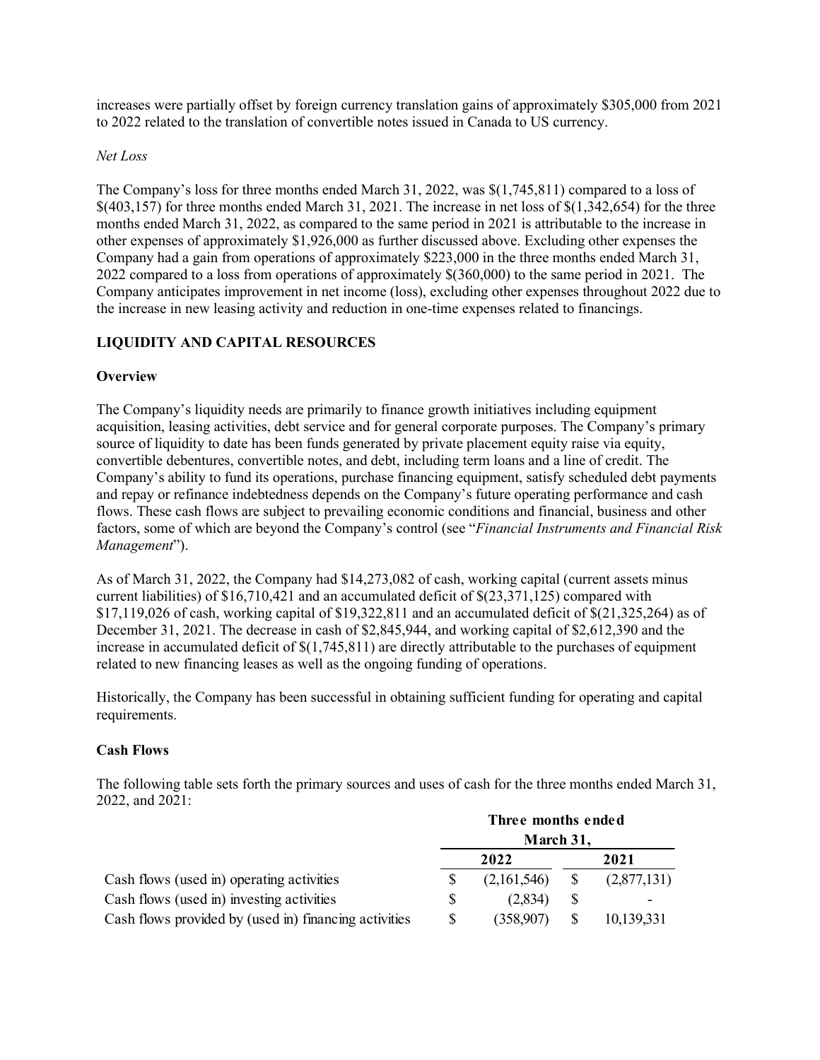increases were partially offset by foreign currency translation gains of approximately $305,000 from 2021 to 2022 related to the translation of convertible notes issued in Canada to US currency.

*Net Loss*

The Company's loss for three months ended March 31, 2022, was $(1,745,811) compared to a loss of $(403,157) for three months ended March 31, 2021. The increase in net loss of $(1,342,654) for the three months ended March 31, 2022, as compared to the same period in 2021 is attributable to the increase in other expenses of approximately $1,926,000 as further discussed above. Excluding other expenses the Company had a gain from operations of approximately $223,000 in the three months ended March 31, 2022 compared to a loss from operations of approximately $(360,000) to the same period in 2021. The Company anticipates improvement in net income (loss), excluding other expenses throughout 2022 due to the increase in new leasing activity and reduction in one-time expenses related to financings.

## LIQUIDITY AND CAPITAL RESOURCES

### Overview

The Company's liquidity needs are primarily to finance growth initiatives including equipment acquisition, leasing activities, debt service and for general corporate purposes. The Company's primary source of liquidity to date has been funds generated by private placement equity raise via equity, convertible debentures, convertible notes, and debt, including term loans and a line of credit. The Company's ability to fund its operations, purchase financing equipment, satisfy scheduled debt payments and repay or refinance indebtedness depends on the Company's future operating performance and cash flows. These cash flows are subject to prevailing economic conditions and financial, business and other factors, some of which are beyond the Company's control (see "*Financial Instruments and Financial Risk Management*").

As of March 31, 2022, the Company had $14,273,082 of cash, working capital (current assets minus current liabilities) of $16,710,421 and an accumulated deficit of $(23,371,125) compared with $17,119,026 of cash, working capital of $19,322,811 and an accumulated deficit of $(21,325,264) as of December 31, 2021. The decrease in cash of $2,845,944, and working capital of $2,612,390 and the increase in accumulated deficit of $(1,745,811) are directly attributable to the purchases of equipment related to new financing leases as well as the ongoing funding of operations.

Historically, the Company has been successful in obtaining sufficient funding for operating and capital requirements.

### Cash Flows

The following table sets forth the primary sources and uses of cash for the three months ended March 31, 2022, and 2021:

| | Three months ended March 31, 2022 | Three months ended March 31, 2021 |
|---|---|---|
| Cash flows (used in) operating activities | $ (2,161,546) | $ (2,877,131) |
| Cash flows (used in) investing activities | $ (2,834) | $ - |
| Cash flows provided by (used in) financing activities | $ (358,907) | $ 10,139,331 |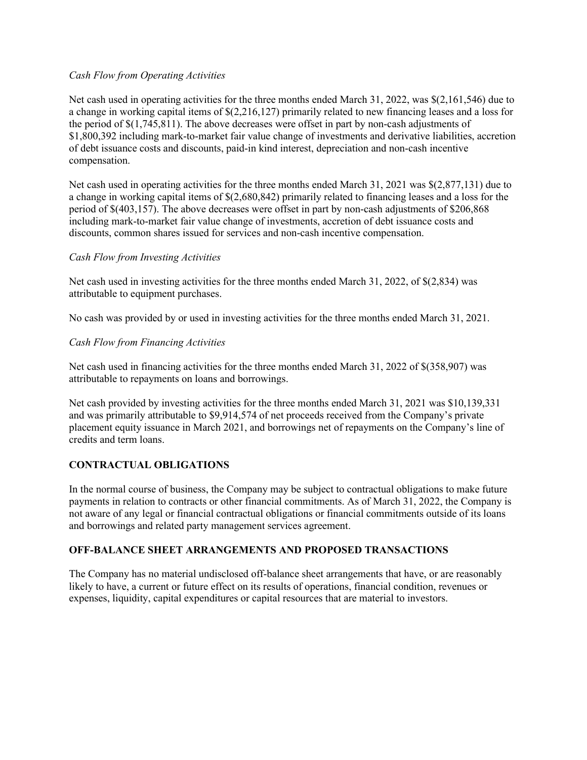*Cash Flow from Operating Activities*

Net cash used in operating activities for the three months ended March 31, 2022, was $(2,161,546) due to a change in working capital items of $(2,216,127) primarily related to new financing leases and a loss for the period of $(1,745,811). The above decreases were offset in part by non-cash adjustments of $1,800,392 including mark-to-market fair value change of investments and derivative liabilities, accretion of debt issuance costs and discounts, paid-in kind interest, depreciation and non-cash incentive compensation.

Net cash used in operating activities for the three months ended March 31, 2021 was $(2,877,131) due to a change in working capital items of $(2,680,842) primarily related to financing leases and a loss for the period of $(403,157). The above decreases were offset in part by non-cash adjustments of $206,868 including mark-to-market fair value change of investments, accretion of debt issuance costs and discounts, common shares issued for services and non-cash incentive compensation.

*Cash Flow from Investing Activities*

Net cash used in investing activities for the three months ended March 31, 2022, of $(2,834) was attributable to equipment purchases.

No cash was provided by or used in investing activities for the three months ended March 31, 2021.

*Cash Flow from Financing Activities*

Net cash used in financing activities for the three months ended March 31, 2022 of $(358,907) was attributable to repayments on loans and borrowings.

Net cash provided by investing activities for the three months ended March 31, 2021 was $10,139,331 and was primarily attributable to $9,914,574 of net proceeds received from the Company's private placement equity issuance in March 2021, and borrowings net of repayments on the Company's line of credits and term loans.

## CONTRACTUAL OBLIGATIONS

In the normal course of business, the Company may be subject to contractual obligations to make future payments in relation to contracts or other financial commitments. As of March 31, 2022, the Company is not aware of any legal or financial contractual obligations or financial commitments outside of its loans and borrowings and related party management services agreement.

## OFF-BALANCE SHEET ARRANGEMENTS AND PROPOSED TRANSACTIONS

The Company has no material undisclosed off-balance sheet arrangements that have, or are reasonably likely to have, a current or future effect on its results of operations, financial condition, revenues or expenses, liquidity, capital expenditures or capital resources that are material to investors.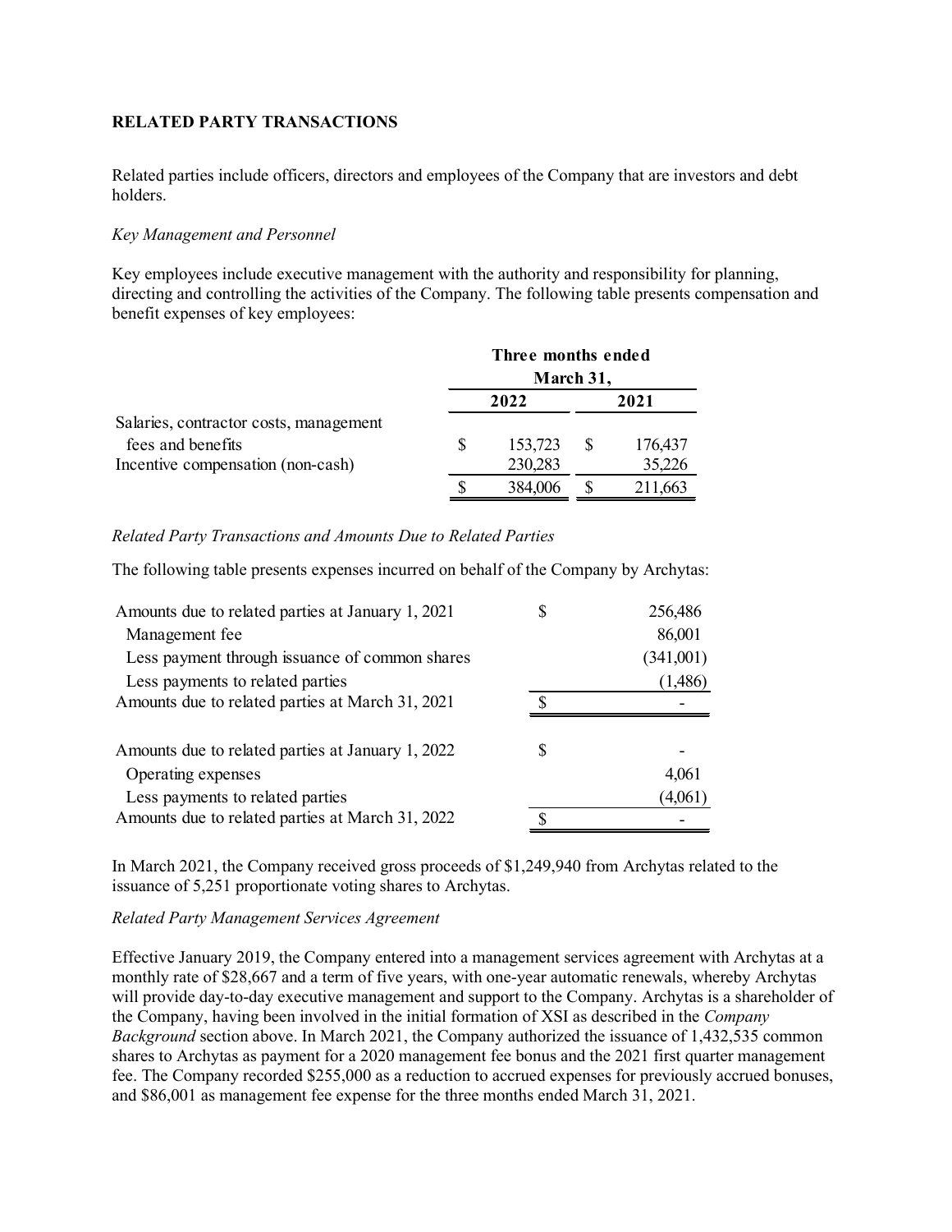**RELATED PARTY TRANSACTIONS**

Related parties include officers, directors and employees of the Company that are investors and debt holders.

*Key Management and Personnel*

Key employees include executive management with the authority and responsibility for planning, directing and controlling the activities of the Company. The following table presents compensation and benefit expenses of key employees:

| | Three months ended March 31, | |
|---|---|---|
| | 2022 | 2021 |
| Salaries, contractor costs, management fees and benefits | $ 153,723 | $ 176,437 |
| Incentive compensation (non-cash) | 230,283 | 35,226 |
| | $ 384,006 | $ 211,663 |

*Related Party Transactions and Amounts Due to Related Parties*

The following table presents expenses incurred on behalf of the Company by Archytas:

| | |
|---|---|
| Amounts due to related parties at January 1, 2021 | $ 256,486 |
| Management fee | 86,001 |
| Less payment through issuance of common shares | (341,001) |
| Less payments to related parties | (1,486) |
| Amounts due to related parties at March 31, 2021 | $ - |
| | |
| Amounts due to related parties at January 1, 2022 | $ - |
| Operating expenses | 4,061 |
| Less payments to related parties | (4,061) |
| Amounts due to related parties at March 31, 2022 | $ - |

In March 2021, the Company received gross proceeds of $1,249,940 from Archytas related to the issuance of 5,251 proportionate voting shares to Archytas.

*Related Party Management Services Agreement*

Effective January 2019, the Company entered into a management services agreement with Archytas at a monthly rate of $28,667 and a term of five years, with one-year automatic renewals, whereby Archytas will provide day-to-day executive management and support to the Company. Archytas is a shareholder of the Company, having been involved in the initial formation of XSI as described in the *Company Background* section above. In March 2021, the Company authorized the issuance of 1,432,535 common shares to Archytas as payment for a 2020 management fee bonus and the 2021 first quarter management fee. The Company recorded $255,000 as a reduction to accrued expenses for previously accrued bonuses, and $86,001 as management fee expense for the three months ended March 31, 2021.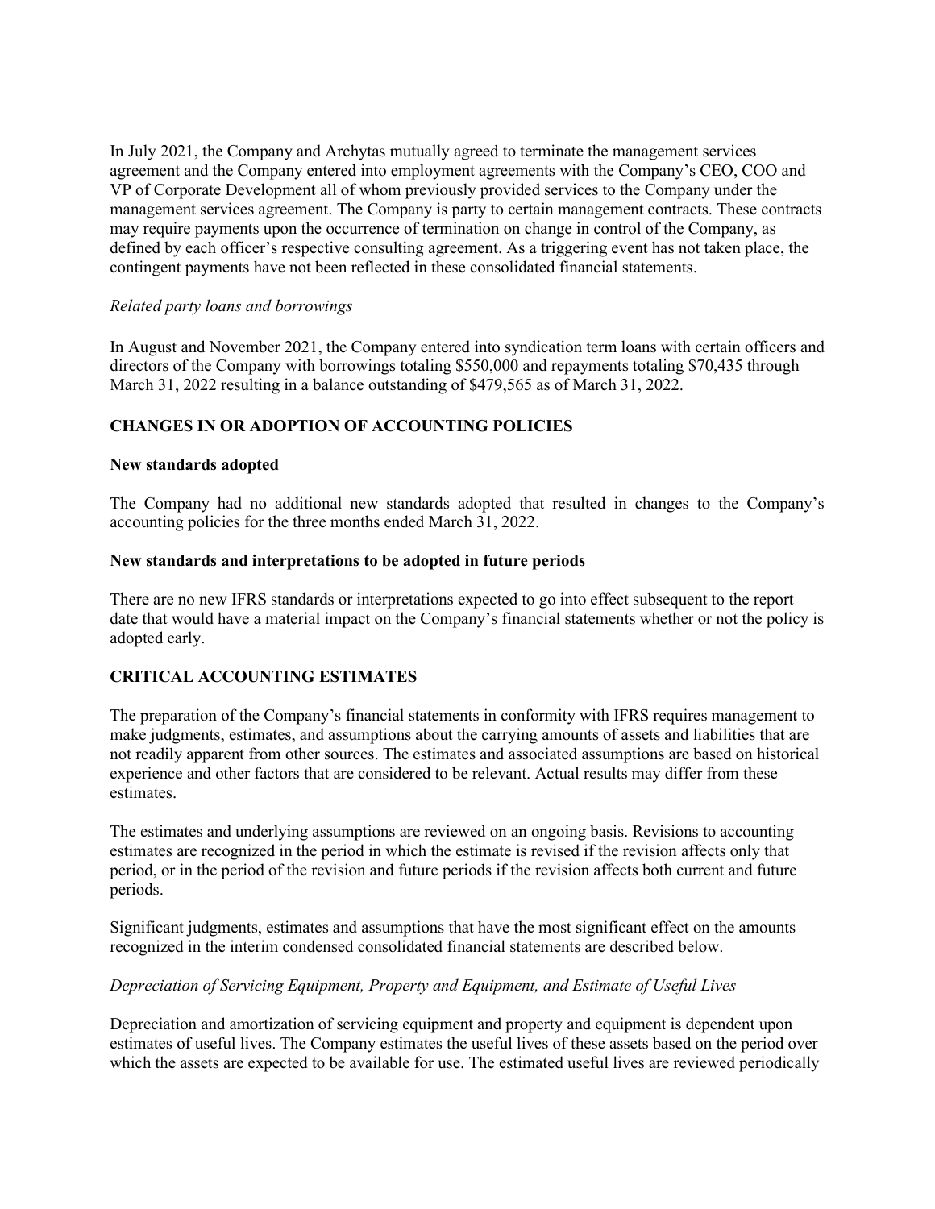In July 2021, the Company and Archytas mutually agreed to terminate the management services agreement and the Company entered into employment agreements with the Company's CEO, COO and VP of Corporate Development all of whom previously provided services to the Company under the management services agreement. The Company is party to certain management contracts. These contracts may require payments upon the occurrence of termination on change in control of the Company, as defined by each officer's respective consulting agreement. As a triggering event has not taken place, the contingent payments have not been reflected in these consolidated financial statements.

*Related party loans and borrowings*

In August and November 2021, the Company entered into syndication term loans with certain officers and directors of the Company with borrowings totaling $550,000 and repayments totaling $70,435 through March 31, 2022 resulting in a balance outstanding of $479,565 as of March 31, 2022.

## CHANGES IN OR ADOPTION OF ACCOUNTING POLICIES

### New standards adopted

The Company had no additional new standards adopted that resulted in changes to the Company's accounting policies for the three months ended March 31, 2022.

### New standards and interpretations to be adopted in future periods

There are no new IFRS standards or interpretations expected to go into effect subsequent to the report date that would have a material impact on the Company's financial statements whether or not the policy is adopted early.

## CRITICAL ACCOUNTING ESTIMATES

The preparation of the Company's financial statements in conformity with IFRS requires management to make judgments, estimates, and assumptions about the carrying amounts of assets and liabilities that are not readily apparent from other sources. The estimates and associated assumptions are based on historical experience and other factors that are considered to be relevant. Actual results may differ from these estimates.

The estimates and underlying assumptions are reviewed on an ongoing basis. Revisions to accounting estimates are recognized in the period in which the estimate is revised if the revision affects only that period, or in the period of the revision and future periods if the revision affects both current and future periods.

Significant judgments, estimates and assumptions that have the most significant effect on the amounts recognized in the interim condensed consolidated financial statements are described below.

*Depreciation of Servicing Equipment, Property and Equipment, and Estimate of Useful Lives*

Depreciation and amortization of servicing equipment and property and equipment is dependent upon estimates of useful lives. The Company estimates the useful lives of these assets based on the period over which the assets are expected to be available for use. The estimated useful lives are reviewed periodically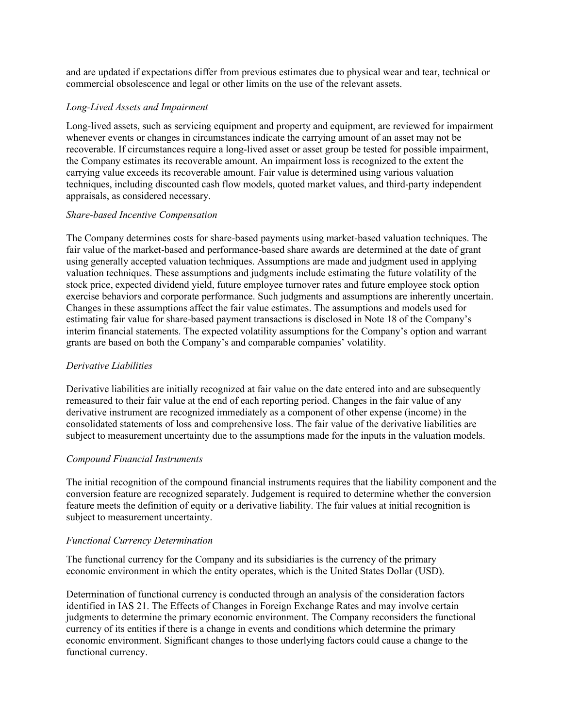and are updated if expectations differ from previous estimates due to physical wear and tear, technical or commercial obsolescence and legal or other limits on the use of the relevant assets.

*Long-Lived Assets and Impairment*

Long-lived assets, such as servicing equipment and property and equipment, are reviewed for impairment whenever events or changes in circumstances indicate the carrying amount of an asset may not be recoverable. If circumstances require a long-lived asset or asset group be tested for possible impairment, the Company estimates its recoverable amount. An impairment loss is recognized to the extent the carrying value exceeds its recoverable amount. Fair value is determined using various valuation techniques, including discounted cash flow models, quoted market values, and third-party independent appraisals, as considered necessary.

*Share-based Incentive Compensation*

The Company determines costs for share-based payments using market-based valuation techniques. The fair value of the market-based and performance-based share awards are determined at the date of grant using generally accepted valuation techniques. Assumptions are made and judgment used in applying valuation techniques. These assumptions and judgments include estimating the future volatility of the stock price, expected dividend yield, future employee turnover rates and future employee stock option exercise behaviors and corporate performance. Such judgments and assumptions are inherently uncertain. Changes in these assumptions affect the fair value estimates. The assumptions and models used for estimating fair value for share-based payment transactions is disclosed in Note 18 of the Company's interim financial statements. The expected volatility assumptions for the Company's option and warrant grants are based on both the Company's and comparable companies' volatility.

*Derivative Liabilities*

Derivative liabilities are initially recognized at fair value on the date entered into and are subsequently remeasured to their fair value at the end of each reporting period. Changes in the fair value of any derivative instrument are recognized immediately as a component of other expense (income) in the consolidated statements of loss and comprehensive loss. The fair value of the derivative liabilities are subject to measurement uncertainty due to the assumptions made for the inputs in the valuation models.

*Compound Financial Instruments*

The initial recognition of the compound financial instruments requires that the liability component and the conversion feature are recognized separately. Judgement is required to determine whether the conversion feature meets the definition of equity or a derivative liability. The fair values at initial recognition is subject to measurement uncertainty.

*Functional Currency Determination*

The functional currency for the Company and its subsidiaries is the currency of the primary economic environment in which the entity operates, which is the United States Dollar (USD).

Determination of functional currency is conducted through an analysis of the consideration factors identified in IAS 21. The Effects of Changes in Foreign Exchange Rates and may involve certain judgments to determine the primary economic environment. The Company reconsiders the functional currency of its entities if there is a change in events and conditions which determine the primary economic environment. Significant changes to those underlying factors could cause a change to the functional currency.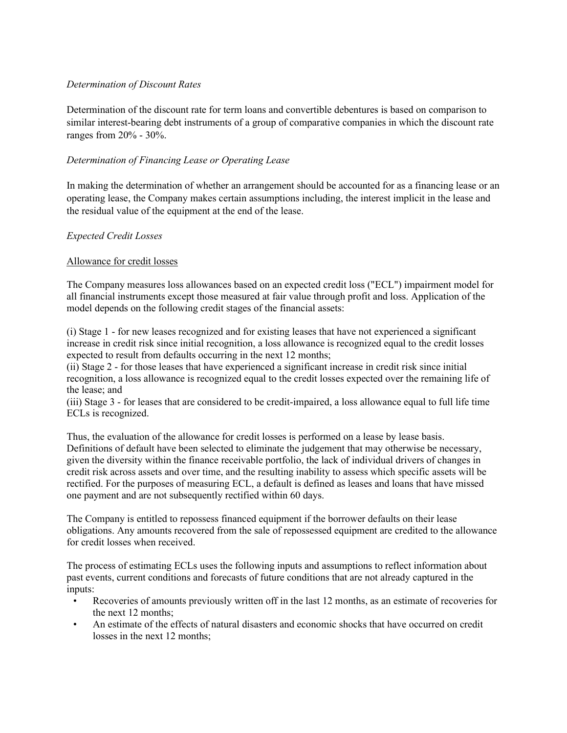*Determination of Discount Rates*

Determination of the discount rate for term loans and convertible debentures is based on comparison to similar interest-bearing debt instruments of a group of comparative companies in which the discount rate ranges from 20% - 30%.

*Determination of Financing Lease or Operating Lease*

In making the determination of whether an arrangement should be accounted for as a financing lease or an operating lease, the Company makes certain assumptions including, the interest implicit in the lease and the residual value of the equipment at the end of the lease.

*Expected Credit Losses*

Allowance for credit losses

The Company measures loss allowances based on an expected credit loss ("ECL") impairment model for all financial instruments except those measured at fair value through profit and loss. Application of the model depends on the following credit stages of the financial assets:

(i) Stage 1 - for new leases recognized and for existing leases that have not experienced a significant increase in credit risk since initial recognition, a loss allowance is recognized equal to the credit losses expected to result from defaults occurring in the next 12 months;
(ii) Stage 2 - for those leases that have experienced a significant increase in credit risk since initial recognition, a loss allowance is recognized equal to the credit losses expected over the remaining life of the lease; and
(iii) Stage 3 - for leases that are considered to be credit-impaired, a loss allowance equal to full life time ECLs is recognized.

Thus, the evaluation of the allowance for credit losses is performed on a lease by lease basis. Definitions of default have been selected to eliminate the judgement that may otherwise be necessary, given the diversity within the finance receivable portfolio, the lack of individual drivers of changes in credit risk across assets and over time, and the resulting inability to assess which specific assets will be rectified. For the purposes of measuring ECL, a default is defined as leases and loans that have missed one payment and are not subsequently rectified within 60 days.

The Company is entitled to repossess financed equipment if the borrower defaults on their lease obligations. Any amounts recovered from the sale of repossessed equipment are credited to the allowance for credit losses when received.

The process of estimating ECLs uses the following inputs and assumptions to reflect information about past events, current conditions and forecasts of future conditions that are not already captured in the inputs:

- Recoveries of amounts previously written off in the last 12 months, as an estimate of recoveries for the next 12 months;
- An estimate of the effects of natural disasters and economic shocks that have occurred on credit losses in the next 12 months;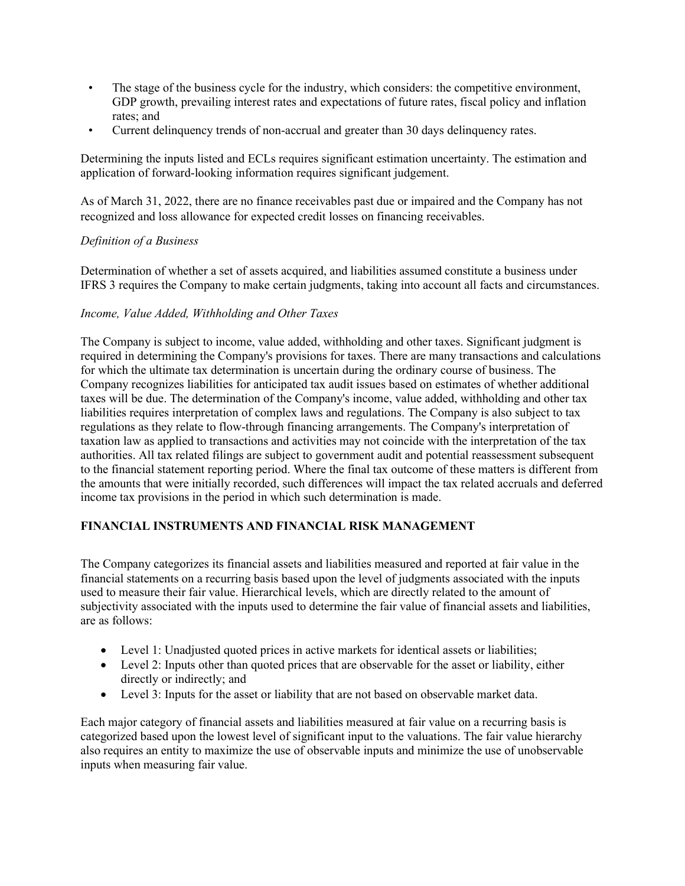- The stage of the business cycle for the industry, which considers: the competitive environment, GDP growth, prevailing interest rates and expectations of future rates, fiscal policy and inflation rates; and
- Current delinquency trends of non-accrual and greater than 30 days delinquency rates.

Determining the inputs listed and ECLs requires significant estimation uncertainty. The estimation and application of forward-looking information requires significant judgement.

As of March 31, 2022, there are no finance receivables past due or impaired and the Company has not recognized and loss allowance for expected credit losses on financing receivables.

*Definition of a Business*

Determination of whether a set of assets acquired, and liabilities assumed constitute a business under IFRS 3 requires the Company to make certain judgments, taking into account all facts and circumstances.

*Income, Value Added, Withholding and Other Taxes*

The Company is subject to income, value added, withholding and other taxes. Significant judgment is required in determining the Company's provisions for taxes. There are many transactions and calculations for which the ultimate tax determination is uncertain during the ordinary course of business. The Company recognizes liabilities for anticipated tax audit issues based on estimates of whether additional taxes will be due. The determination of the Company's income, value added, withholding and other tax liabilities requires interpretation of complex laws and regulations. The Company is also subject to tax regulations as they relate to flow-through financing arrangements. The Company's interpretation of taxation law as applied to transactions and activities may not coincide with the interpretation of the tax authorities. All tax related filings are subject to government audit and potential reassessment subsequent to the financial statement reporting period. Where the final tax outcome of these matters is different from the amounts that were initially recorded, such differences will impact the tax related accruals and deferred income tax provisions in the period in which such determination is made.

## FINANCIAL INSTRUMENTS AND FINANCIAL RISK MANAGEMENT

The Company categorizes its financial assets and liabilities measured and reported at fair value in the financial statements on a recurring basis based upon the level of judgments associated with the inputs used to measure their fair value. Hierarchical levels, which are directly related to the amount of subjectivity associated with the inputs used to determine the fair value of financial assets and liabilities, are as follows:

- Level 1: Unadjusted quoted prices in active markets for identical assets or liabilities;
- Level 2: Inputs other than quoted prices that are observable for the asset or liability, either directly or indirectly; and
- Level 3: Inputs for the asset or liability that are not based on observable market data.

Each major category of financial assets and liabilities measured at fair value on a recurring basis is categorized based upon the lowest level of significant input to the valuations. The fair value hierarchy also requires an entity to maximize the use of observable inputs and minimize the use of unobservable inputs when measuring fair value.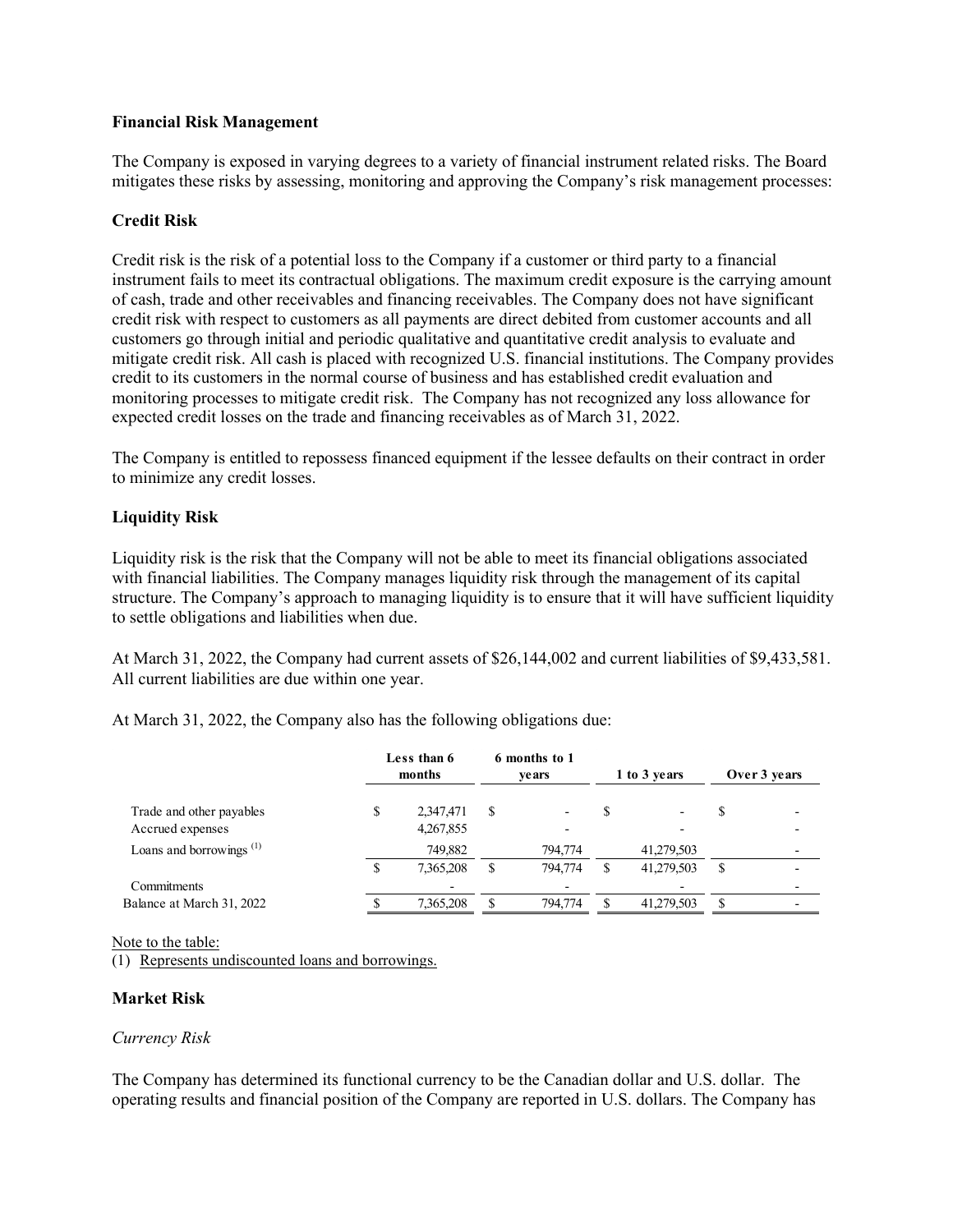**Financial Risk Management**

The Company is exposed in varying degrees to a variety of financial instrument related risks. The Board mitigates these risks by assessing, monitoring and approving the Company's risk management processes:

**Credit Risk**

Credit risk is the risk of a potential loss to the Company if a customer or third party to a financial instrument fails to meet its contractual obligations. The maximum credit exposure is the carrying amount of cash, trade and other receivables and financing receivables. The Company does not have significant credit risk with respect to customers as all payments are direct debited from customer accounts and all customers go through initial and periodic qualitative and quantitative credit analysis to evaluate and mitigate credit risk. All cash is placed with recognized U.S. financial institutions. The Company provides credit to its customers in the normal course of business and has established credit evaluation and monitoring processes to mitigate credit risk. The Company has not recognized any loss allowance for expected credit losses on the trade and financing receivables as of March 31, 2022.

The Company is entitled to repossess financed equipment if the lessee defaults on their contract in order to minimize any credit losses.

**Liquidity Risk**

Liquidity risk is the risk that the Company will not be able to meet its financial obligations associated with financial liabilities. The Company manages liquidity risk through the management of its capital structure. The Company's approach to managing liquidity is to ensure that it will have sufficient liquidity to settle obligations and liabilities when due.

At March 31, 2022, the Company had current assets of $26,144,002 and current liabilities of $9,433,581. All current liabilities are due within one year.

At March 31, 2022, the Company also has the following obligations due:

| | Less than 6 months | 6 months to 1 years | 1 to 3 years | Over 3 years |
|---|---|---|---|---|
| Trade and other payables | $ 2,347,471 | $ - | $ - | $ - |
| Accrued expenses | 4,267,855 | - | - | - |
| Loans and borrowings [(1)] | 749,882 | 794,774 | 41,279,503 | - |
| | $ 7,365,208 | $ 794,774 | $ 41,279,503 | $ - |
| Commitments | - | - | - | - |
| Balance at March 31, 2022 | $ 7,365,208 | $ 794,774 | $ 41,279,503 | $ - |

Note to the table:
(1) Represents undiscounted loans and borrowings.

**Market Risk**

*Currency Risk*

The Company has determined its functional currency to be the Canadian dollar and U.S. dollar. The operating results and financial position of the Company are reported in U.S. dollars. The Company has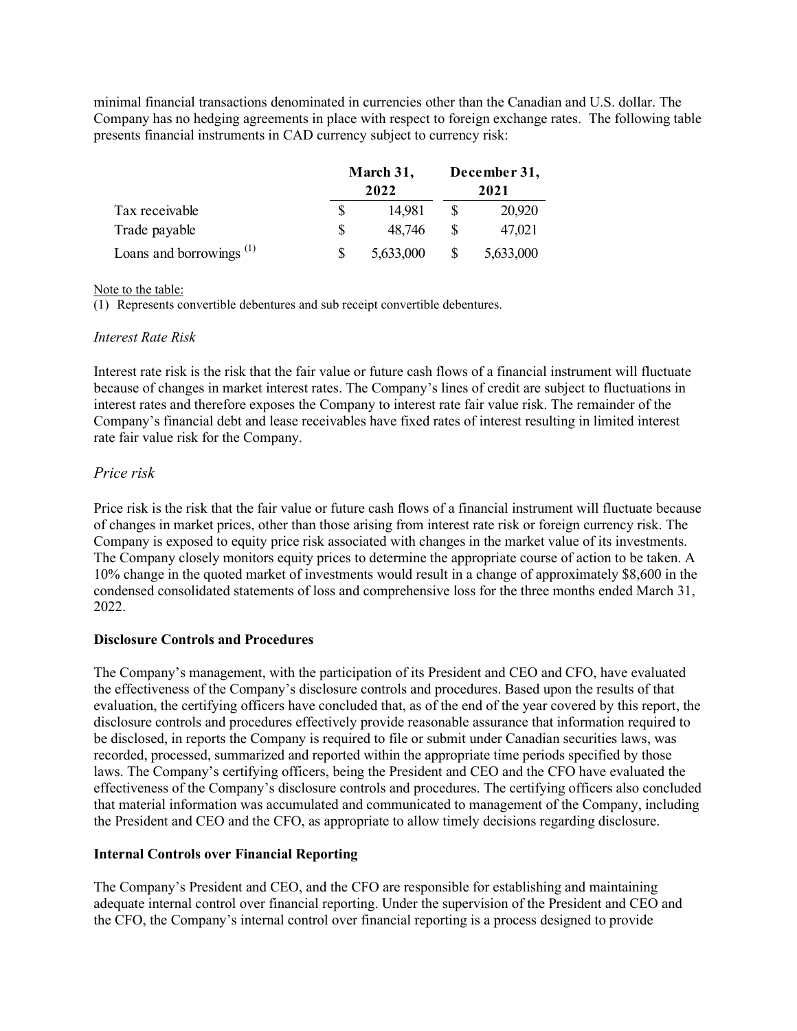minimal financial transactions denominated in currencies other than the Canadian and U.S. dollar. The Company has no hedging agreements in place with respect to foreign exchange rates. The following table presents financial instruments in CAD currency subject to currency risk:

| | March 31, 2022 | December 31, 2021 |
|---|---|---|
| Tax receivable | $ 14,981 | $ 20,920 |
| Trade payable | $ 48,746 | $ 47,021 |
| Loans and borrowings [(1)] | $ 5,633,000 | $ 5,633,000 |

Note to the table:
(1) Represents convertible debentures and sub receipt convertible debentures.

*Interest Rate Risk*

Interest rate risk is the risk that the fair value or future cash flows of a financial instrument will fluctuate because of changes in market interest rates. The Company's lines of credit are subject to fluctuations in interest rates and therefore exposes the Company to interest rate fair value risk. The remainder of the Company's financial debt and lease receivables have fixed rates of interest resulting in limited interest rate fair value risk for the Company.

*Price risk*

Price risk is the risk that the fair value or future cash flows of a financial instrument will fluctuate because of changes in market prices, other than those arising from interest rate risk or foreign currency risk. The Company is exposed to equity price risk associated with changes in the market value of its investments. The Company closely monitors equity prices to determine the appropriate course of action to be taken. A 10% change in the quoted market of investments would result in a change of approximately $8,600 in the condensed consolidated statements of loss and comprehensive loss for the three months ended March 31, 2022.

**Disclosure Controls and Procedures**

The Company's management, with the participation of its President and CEO and CFO, have evaluated the effectiveness of the Company's disclosure controls and procedures. Based upon the results of that evaluation, the certifying officers have concluded that, as of the end of the year covered by this report, the disclosure controls and procedures effectively provide reasonable assurance that information required to be disclosed, in reports the Company is required to file or submit under Canadian securities laws, was recorded, processed, summarized and reported within the appropriate time periods specified by those laws. The Company's certifying officers, being the President and CEO and the CFO have evaluated the effectiveness of the Company's disclosure controls and procedures. The certifying officers also concluded that material information was accumulated and communicated to management of the Company, including the President and CEO and the CFO, as appropriate to allow timely decisions regarding disclosure.

**Internal Controls over Financial Reporting**

The Company's President and CEO, and the CFO are responsible for establishing and maintaining adequate internal control over financial reporting. Under the supervision of the President and CEO and the CFO, the Company's internal control over financial reporting is a process designed to provide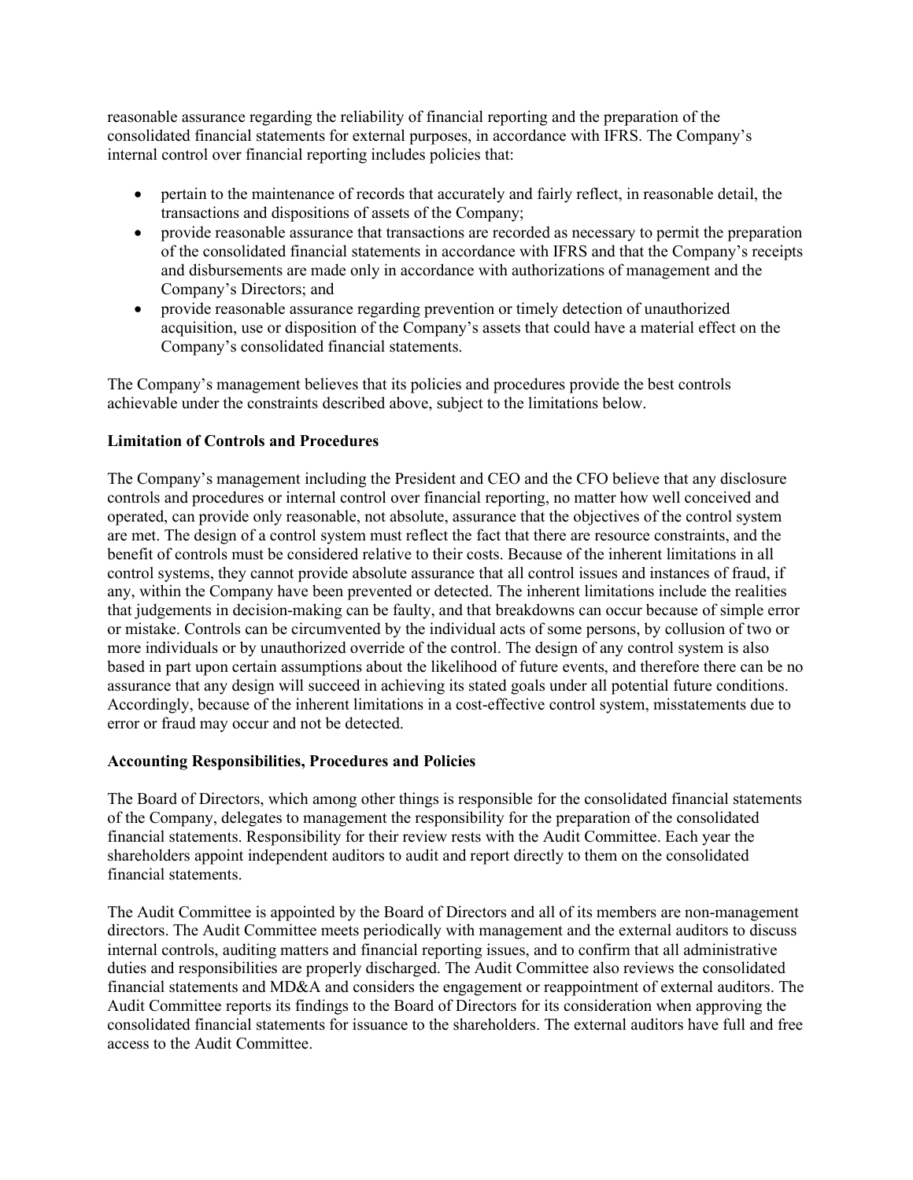reasonable assurance regarding the reliability of financial reporting and the preparation of the consolidated financial statements for external purposes, in accordance with IFRS. The Company's internal control over financial reporting includes policies that:

- pertain to the maintenance of records that accurately and fairly reflect, in reasonable detail, the transactions and dispositions of assets of the Company;
- provide reasonable assurance that transactions are recorded as necessary to permit the preparation of the consolidated financial statements in accordance with IFRS and that the Company's receipts and disbursements are made only in accordance with authorizations of management and the Company's Directors; and
- provide reasonable assurance regarding prevention or timely detection of unauthorized acquisition, use or disposition of the Company's assets that could have a material effect on the Company's consolidated financial statements.

The Company's management believes that its policies and procedures provide the best controls achievable under the constraints described above, subject to the limitations below.

**Limitation of Controls and Procedures**

The Company's management including the President and CEO and the CFO believe that any disclosure controls and procedures or internal control over financial reporting, no matter how well conceived and operated, can provide only reasonable, not absolute, assurance that the objectives of the control system are met. The design of a control system must reflect the fact that there are resource constraints, and the benefit of controls must be considered relative to their costs. Because of the inherent limitations in all control systems, they cannot provide absolute assurance that all control issues and instances of fraud, if any, within the Company have been prevented or detected. The inherent limitations include the realities that judgements in decision-making can be faulty, and that breakdowns can occur because of simple error or mistake. Controls can be circumvented by the individual acts of some persons, by collusion of two or more individuals or by unauthorized override of the control. The design of any control system is also based in part upon certain assumptions about the likelihood of future events, and therefore there can be no assurance that any design will succeed in achieving its stated goals under all potential future conditions. Accordingly, because of the inherent limitations in a cost-effective control system, misstatements due to error or fraud may occur and not be detected.

**Accounting Responsibilities, Procedures and Policies**

The Board of Directors, which among other things is responsible for the consolidated financial statements of the Company, delegates to management the responsibility for the preparation of the consolidated financial statements. Responsibility for their review rests with the Audit Committee. Each year the shareholders appoint independent auditors to audit and report directly to them on the consolidated financial statements.

The Audit Committee is appointed by the Board of Directors and all of its members are non-management directors. The Audit Committee meets periodically with management and the external auditors to discuss internal controls, auditing matters and financial reporting issues, and to confirm that all administrative duties and responsibilities are properly discharged. The Audit Committee also reviews the consolidated financial statements and MD&A and considers the engagement or reappointment of external auditors. The Audit Committee reports its findings to the Board of Directors for its consideration when approving the consolidated financial statements for issuance to the shareholders. The external auditors have full and free access to the Audit Committee.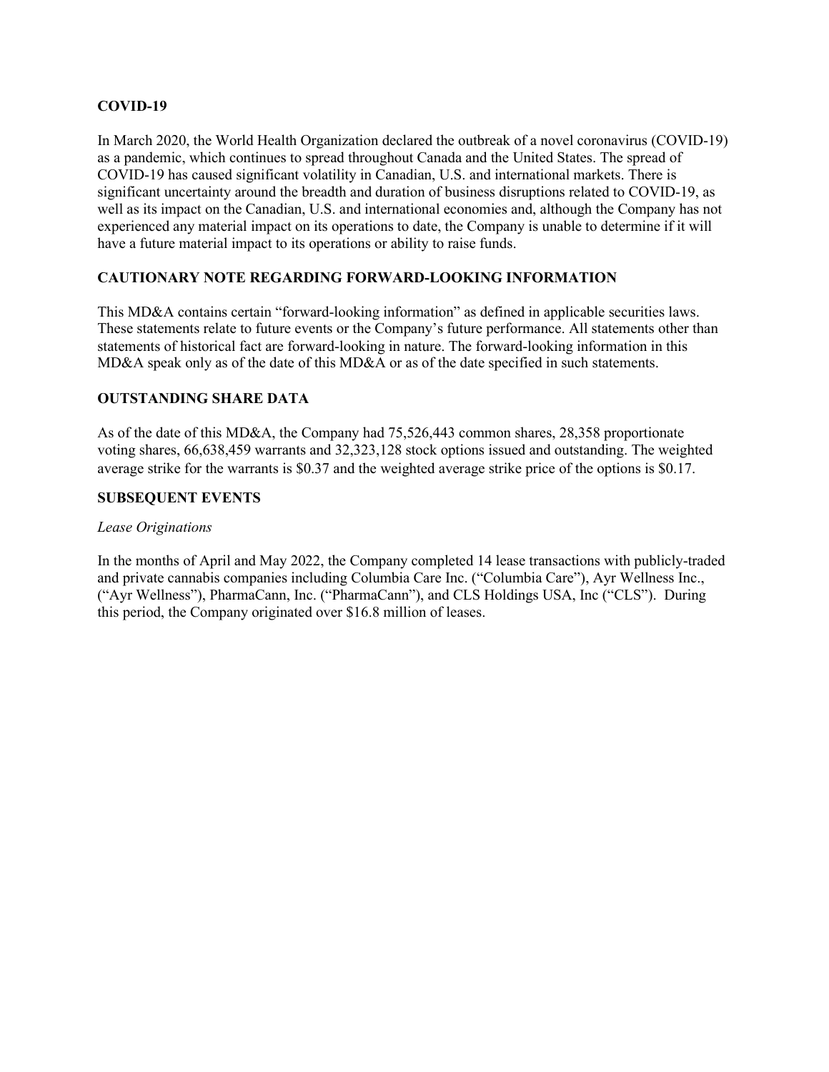## COVID-19

In March 2020, the World Health Organization declared the outbreak of a novel coronavirus (COVID-19) as a pandemic, which continues to spread throughout Canada and the United States. The spread of COVID-19 has caused significant volatility in Canadian, U.S. and international markets. There is significant uncertainty around the breadth and duration of business disruptions related to COVID-19, as well as its impact on the Canadian, U.S. and international economies and, although the Company has not experienced any material impact on its operations to date, the Company is unable to determine if it will have a future material impact to its operations or ability to raise funds.

## CAUTIONARY NOTE REGARDING FORWARD-LOOKING INFORMATION

This MD&A contains certain "forward-looking information" as defined in applicable securities laws. These statements relate to future events or the Company's future performance. All statements other than statements of historical fact are forward-looking in nature. The forward-looking information in this MD&A speak only as of the date of this MD&A or as of the date specified in such statements.

## OUTSTANDING SHARE DATA

As of the date of this MD&A, the Company had 75,526,443 common shares, 28,358 proportionate voting shares, 66,638,459 warrants and 32,323,128 stock options issued and outstanding. The weighted average strike for the warrants is $0.37 and the weighted average strike price of the options is $0.17.

## SUBSEQUENT EVENTS

*Lease Originations*

In the months of April and May 2022, the Company completed 14 lease transactions with publicly-traded and private cannabis companies including Columbia Care Inc. ("Columbia Care"), Ayr Wellness Inc., ("Ayr Wellness"), PharmaCann, Inc. ("PharmaCann"), and CLS Holdings USA, Inc ("CLS"). During this period, the Company originated over $16.8 million of leases.